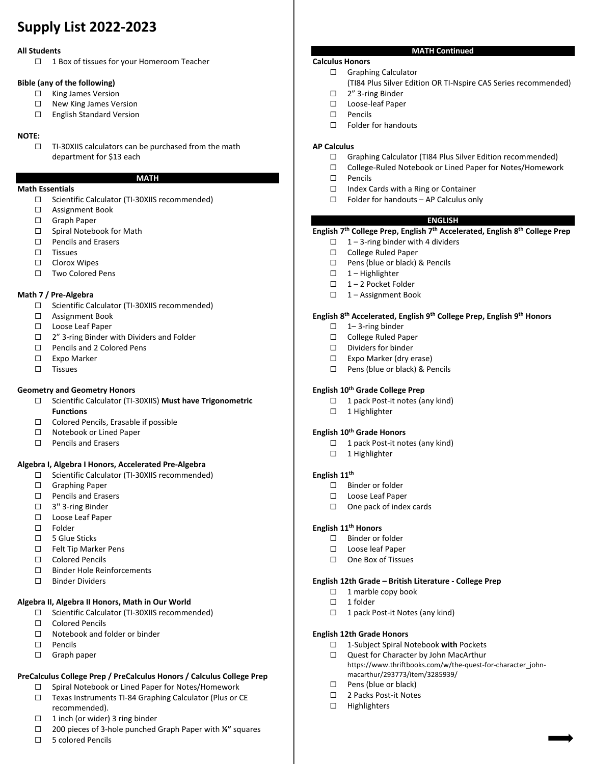# Supply List 2022-2023

**All Students**

- ☐ 1 Box of tissues for your Homeroom Teacher

**Bible (any of the following)**

- ☐ King James Version
- ☐ New King James Version
- ☐ English Standard Version

**NOTE:**

- ☐ TI-30XIIS calculators can be purchased from the math department for $13 each

## MATH

**Math Essentials**

- ☐ Scientific Calculator (TI-30XIIS recommended)
- ☐ Assignment Book
- ☐ Graph Paper
- ☐ Spiral Notebook for Math
- ☐ Pencils and Erasers
- ☐ Tissues
- ☐ Clorox Wipes
- ☐ Two Colored Pens

**Math 7 / Pre-Algebra**

- ☐ Scientific Calculator (TI-30XIIS recommended)
- ☐ Assignment Book
- ☐ Loose Leaf Paper
- ☐ 2" 3-ring Binder with Dividers and Folder
- ☐ Pencils and 2 Colored Pens
- ☐ Expo Marker
- ☐ Tissues

**Geometry and Geometry Honors**

- ☐ Scientific Calculator (TI-30XIIS) **Must have Trigonometric Functions**
- ☐ Colored Pencils, Erasable if possible
- ☐ Notebook or Lined Paper
- ☐ Pencils and Erasers

**Algebra I, Algebra I Honors, Accelerated Pre-Algebra**

- ☐ Scientific Calculator (TI-30XIIS recommended)
- ☐ Graphing Paper
- ☐ Pencils and Erasers
- ☐ 3'' 3-ring Binder
- ☐ Loose Leaf Paper
- ☐ Folder
- ☐ 5 Glue Sticks
- ☐ Felt Tip Marker Pens
- ☐ Colored Pencils
- ☐ Binder Hole Reinforcements
- ☐ Binder Dividers

**Algebra II, Algebra II Honors, Math in Our World**

- ☐ Scientific Calculator (TI-30XIIS recommended)
- ☐ Colored Pencils
- ☐ Notebook and folder or binder
- ☐ Pencils
- ☐ Graph paper

**PreCalculus College Prep / PreCalculus Honors / Calculus College Prep**

- ☐ Spiral Notebook or Lined Paper for Notes/Homework
- ☐ Texas Instruments TI-84 Graphing Calculator (Plus or CE recommended).
- ☐ 1 inch (or wider) 3 ring binder
- ☐ 200 pieces of 3-hole punched Graph Paper with **¼"** squares
- ☐ 5 colored Pencils

## MATH Continued

**Calculus Honors**

- ☐ Graphing Calculator (TI84 Plus Silver Edition OR TI-Nspire CAS Series recommended)
- ☐ 2" 3-ring Binder
- ☐ Loose-leaf Paper
- ☐ Pencils
- ☐ Folder for handouts

**AP Calculus**

- ☐ Graphing Calculator (TI84 Plus Silver Edition recommended)
- ☐ College-Ruled Notebook or Lined Paper for Notes/Homework
- ☐ Pencils
- ☐ Index Cards with a Ring or Container
- ☐ Folder for handouts – AP Calculus only

## ENGLISH

**English 7th College Prep, English 7th Accelerated, English 8th College Prep**

- ☐ 1 – 3-ring binder with 4 dividers
- ☐ College Ruled Paper
- ☐ Pens (blue or black) & Pencils
- ☐ 1 – Highlighter
- ☐ 1 – 2 Pocket Folder
- ☐ 1 – Assignment Book

**English 8th Accelerated, English 9th College Prep, English 9th Honors**

- ☐ 1– 3-ring binder
- ☐ College Ruled Paper
- ☐ Dividers for binder
- ☐ Expo Marker (dry erase)
- ☐ Pens (blue or black) & Pencils

**English 10th Grade College Prep**

- ☐ 1 pack Post-it notes (any kind)
- ☐ 1 Highlighter

**English 10th Grade Honors**

- ☐ 1 pack Post-it notes (any kind)
- ☐ 1 Highlighter

**English 11th**

- ☐ Binder or folder
- ☐ Loose Leaf Paper
- ☐ One pack of index cards

**English 11th Honors**

- ☐ Binder or folder
- ☐ Loose leaf Paper
- ☐ One Box of Tissues

**English 12th Grade – British Literature - College Prep**

- ☐ 1 marble copy book
- ☐ 1 folder
- ☐ 1 pack Post-it Notes (any kind)

**English 12th Grade Honors**

- ☐ 1-Subject Spiral Notebook **with** Pockets
- ☐ Quest for Character by John MacArthur https://www.thriftbooks.com/w/the-quest-for-character_john-macarthur/293773/item/3285939/
- ☐ Pens (blue or black)
- ☐ 2 Packs Post-it Notes
- ☐ Highlighters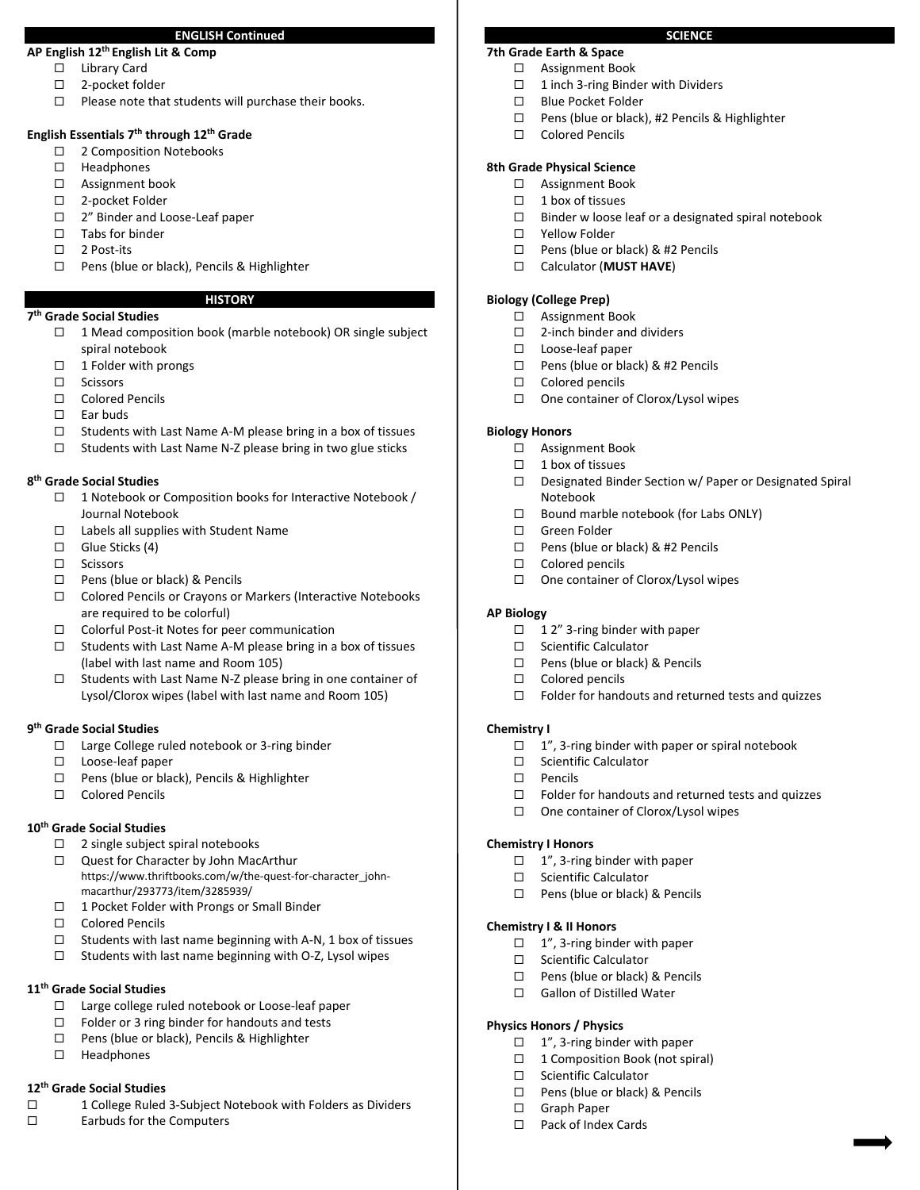## ENGLISH Continued

**AP English 12th English Lit & Comp**

- ☐ Library Card
- ☐ 2-pocket folder
- ☐ Please note that students will purchase their books.

**English Essentials 7th through 12th Grade**

- ☐ 2 Composition Notebooks
- ☐ Headphones
- ☐ Assignment book
- ☐ 2-pocket Folder
- ☐ 2" Binder and Loose-Leaf paper
- ☐ Tabs for binder
- ☐ 2 Post-its
- ☐ Pens (blue or black), Pencils & Highlighter

## HISTORY

**7th Grade Social Studies**

- ☐ 1 Mead composition book (marble notebook) OR single subject spiral notebook
- ☐ 1 Folder with prongs
- ☐ Scissors
- ☐ Colored Pencils
- ☐ Ear buds
- ☐ Students with Last Name A-M please bring in a box of tissues
- ☐ Students with Last Name N-Z please bring in two glue sticks

**8th Grade Social Studies**

- ☐ 1 Notebook or Composition books for Interactive Notebook / Journal Notebook
- ☐ Labels all supplies with Student Name
- ☐ Glue Sticks (4)
- ☐ Scissors
- ☐ Pens (blue or black) & Pencils
- ☐ Colored Pencils or Crayons or Markers (Interactive Notebooks are required to be colorful)
- ☐ Colorful Post-it Notes for peer communication
- ☐ Students with Last Name A-M please bring in a box of tissues (label with last name and Room 105)
- ☐ Students with Last Name N-Z please bring in one container of Lysol/Clorox wipes (label with last name and Room 105)

**9th Grade Social Studies**

- ☐ Large College ruled notebook or 3-ring binder
- ☐ Loose-leaf paper
- ☐ Pens (blue or black), Pencils & Highlighter
- ☐ Colored Pencils

**10th Grade Social Studies**

- ☐ 2 single subject spiral notebooks
- ☐ Quest for Character by John MacArthur https://www.thriftbooks.com/w/the-quest-for-character_john-macarthur/293773/item/3285939/
- ☐ 1 Pocket Folder with Prongs or Small Binder
- ☐ Colored Pencils
- ☐ Students with last name beginning with A-N, 1 box of tissues
- ☐ Students with last name beginning with O-Z, Lysol wipes

**11th Grade Social Studies**

- ☐ Large college ruled notebook or Loose-leaf paper
- ☐ Folder or 3 ring binder for handouts and tests
- ☐ Pens (blue or black), Pencils & Highlighter
- ☐ Headphones

**12th Grade Social Studies**

- ☐ 1 College Ruled 3-Subject Notebook with Folders as Dividers
- ☐ Earbuds for the Computers

## SCIENCE

**7th Grade Earth & Space**

- ☐ Assignment Book
- ☐ 1 inch 3-ring Binder with Dividers
- ☐ Blue Pocket Folder
- ☐ Pens (blue or black), #2 Pencils & Highlighter
- ☐ Colored Pencils

**8th Grade Physical Science**

- ☐ Assignment Book
- ☐ 1 box of tissues
- ☐ Binder w loose leaf or a designated spiral notebook
- ☐ Yellow Folder
- ☐ Pens (blue or black) & #2 Pencils
- ☐ Calculator (**MUST HAVE**)

**Biology (College Prep)**

- ☐ Assignment Book
- ☐ 2-inch binder and dividers
- ☐ Loose-leaf paper
- ☐ Pens (blue or black) & #2 Pencils
- ☐ Colored pencils
- ☐ One container of Clorox/Lysol wipes

**Biology Honors**

- ☐ Assignment Book
- ☐ 1 box of tissues
- ☐ Designated Binder Section w/ Paper or Designated Spiral Notebook
- ☐ Bound marble notebook (for Labs ONLY)
- ☐ Green Folder
- ☐ Pens (blue or black) & #2 Pencils
- ☐ Colored pencils
- ☐ One container of Clorox/Lysol wipes

**AP Biology**

- ☐ 1 2" 3-ring binder with paper
- ☐ Scientific Calculator
- ☐ Pens (blue or black) & Pencils
- ☐ Colored pencils
- ☐ Folder for handouts and returned tests and quizzes

**Chemistry I**

- ☐ 1", 3-ring binder with paper or spiral notebook
- ☐ Scientific Calculator
- ☐ Pencils
- ☐ Folder for handouts and returned tests and quizzes
- ☐ One container of Clorox/Lysol wipes

**Chemistry I Honors**

- ☐ 1", 3-ring binder with paper
- ☐ Scientific Calculator
- ☐ Pens (blue or black) & Pencils

**Chemistry I & II Honors**

- ☐ 1", 3-ring binder with paper
- ☐ Scientific Calculator
- ☐ Pens (blue or black) & Pencils
- ☐ Gallon of Distilled Water

**Physics Honors / Physics**

- ☐ 1", 3-ring binder with paper
- ☐ 1 Composition Book (not spiral)
- ☐ Scientific Calculator
- ☐ Pens (blue or black) & Pencils
- ☐ Graph Paper
- ☐ Pack of Index Cards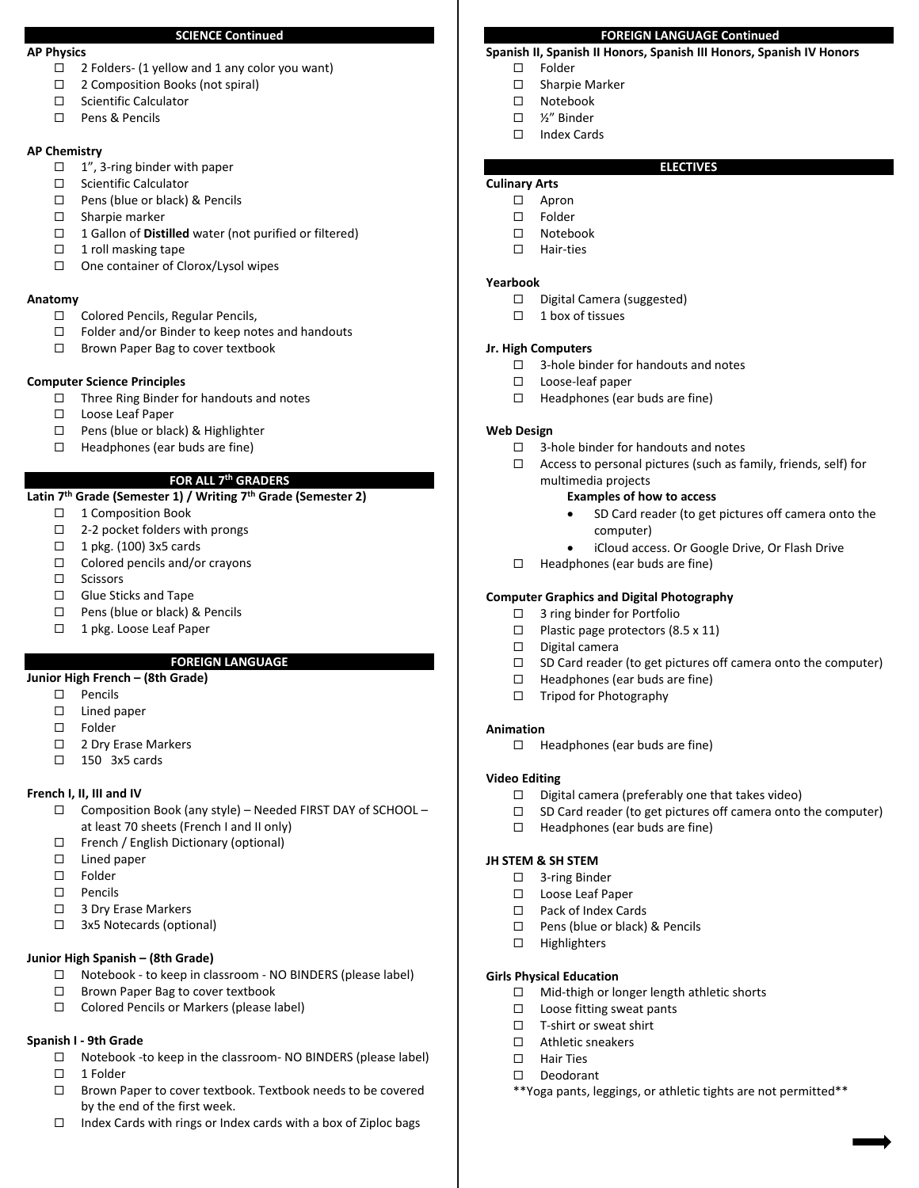## SCIENCE Continued

**AP Physics**

- ☐ 2 Folders- (1 yellow and 1 any color you want)
- ☐ 2 Composition Books (not spiral)
- ☐ Scientific Calculator
- ☐ Pens & Pencils

**AP Chemistry**

- ☐ 1", 3-ring binder with paper
- ☐ Scientific Calculator
- ☐ Pens (blue or black) & Pencils
- ☐ Sharpie marker
- ☐ 1 Gallon of **Distilled** water (not purified or filtered)
- ☐ 1 roll masking tape
- ☐ One container of Clorox/Lysol wipes

**Anatomy**

- ☐ Colored Pencils, Regular Pencils,
- ☐ Folder and/or Binder to keep notes and handouts
- ☐ Brown Paper Bag to cover textbook

**Computer Science Principles**

- ☐ Three Ring Binder for handouts and notes
- ☐ Loose Leaf Paper
- ☐ Pens (blue or black) & Highlighter
- ☐ Headphones (ear buds are fine)

## FOR ALL 7th GRADERS

**Latin 7th Grade (Semester 1) / Writing 7th Grade (Semester 2)**

- ☐ 1 Composition Book
- ☐ 2-2 pocket folders with prongs
- ☐ 1 pkg. (100) 3x5 cards
- ☐ Colored pencils and/or crayons
- ☐ Scissors
- ☐ Glue Sticks and Tape
- ☐ Pens (blue or black) & Pencils
- ☐ 1 pkg. Loose Leaf Paper

## FOREIGN LANGUAGE

**Junior High French – (8th Grade)**

- ☐ Pencils
- ☐ Lined paper
- ☐ Folder
- ☐ 2 Dry Erase Markers
- ☐ 150 3x5 cards

**French I, II, III and IV**

- ☐ Composition Book (any style) – Needed FIRST DAY of SCHOOL – at least 70 sheets (French I and II only)
- ☐ French / English Dictionary (optional)
- ☐ Lined paper
- ☐ Folder
- ☐ Pencils
- ☐ 3 Dry Erase Markers
- ☐ 3x5 Notecards (optional)

**Junior High Spanish – (8th Grade)**

- ☐ Notebook - to keep in classroom - NO BINDERS (please label)
- ☐ Brown Paper Bag to cover textbook
- ☐ Colored Pencils or Markers (please label)

**Spanish I - 9th Grade**

- ☐ Notebook -to keep in the classroom- NO BINDERS (please label)
- ☐ 1 Folder
- ☐ Brown Paper to cover textbook. Textbook needs to be covered by the end of the first week.
- ☐ Index Cards with rings or Index cards with a box of Ziploc bags

## FOREIGN LANGUAGE Continued

**Spanish II, Spanish II Honors, Spanish III Honors, Spanish IV Honors**

- ☐ Folder
- ☐ Sharpie Marker
- ☐ Notebook
- ☐ ½" Binder
- ☐ Index Cards

## ELECTIVES

**Culinary Arts**

- ☐ Apron
- ☐ Folder
- ☐ Notebook
- ☐ Hair-ties

**Yearbook**

- ☐ Digital Camera (suggested)
- ☐ 1 box of tissues

**Jr. High Computers**

- ☐ 3-hole binder for handouts and notes
- ☐ Loose-leaf paper
- ☐ Headphones (ear buds are fine)

**Web Design**

- ☐ 3-hole binder for handouts and notes
- ☐ Access to personal pictures (such as family, friends, self) for multimedia projects
  - **Examples of how to access**
    - SD Card reader (to get pictures off camera onto the computer)
    - iCloud access. Or Google Drive, Or Flash Drive
- ☐ Headphones (ear buds are fine)

**Computer Graphics and Digital Photography**

- ☐ 3 ring binder for Portfolio
- ☐ Plastic page protectors (8.5 x 11)
- ☐ Digital camera
- ☐ SD Card reader (to get pictures off camera onto the computer)
- ☐ Headphones (ear buds are fine)
- ☐ Tripod for Photography

**Animation**

- ☐ Headphones (ear buds are fine)

**Video Editing**

- ☐ Digital camera (preferably one that takes video)
- ☐ SD Card reader (to get pictures off camera onto the computer)
- ☐ Headphones (ear buds are fine)

**JH STEM & SH STEM**

- ☐ 3-ring Binder
- ☐ Loose Leaf Paper
- ☐ Pack of Index Cards
- ☐ Pens (blue or black) & Pencils
- ☐ Highlighters

**Girls Physical Education**

- ☐ Mid-thigh or longer length athletic shorts
- ☐ Loose fitting sweat pants
- ☐ T-shirt or sweat shirt
- ☐ Athletic sneakers
- ☐ Hair Ties
- ☐ Deodorant

**Yoga pants, leggings, or athletic tights are not permitted**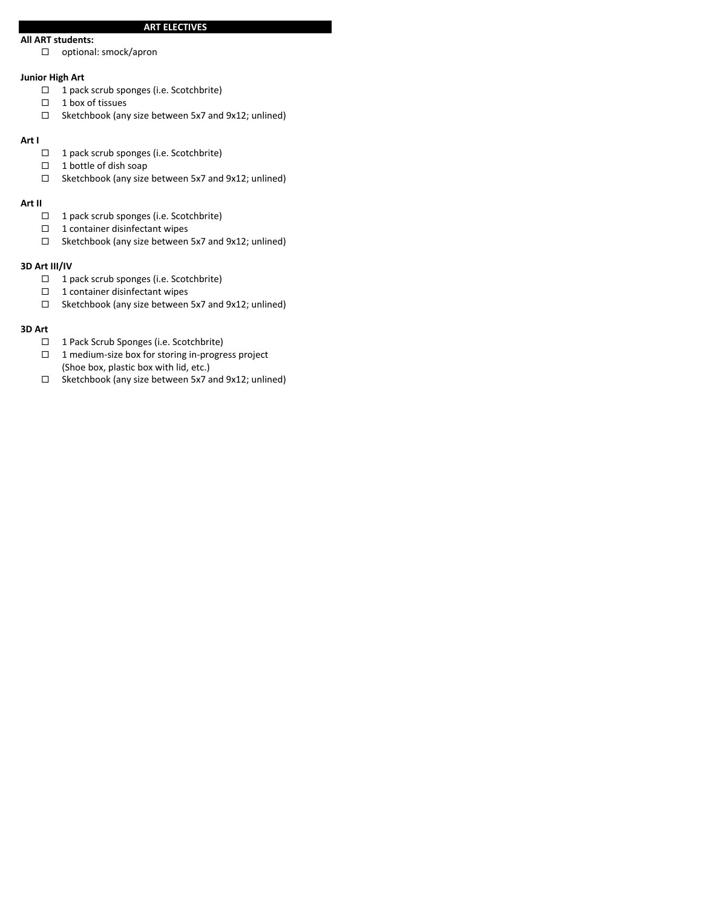## ART ELECTIVES

**All ART students:**

- ☐ optional: smock/apron

**Junior High Art**

- ☐ 1 pack scrub sponges (i.e. Scotchbrite)
- ☐ 1 box of tissues
- ☐ Sketchbook (any size between 5x7 and 9x12; unlined)

**Art I**

- ☐ 1 pack scrub sponges (i.e. Scotchbrite)
- ☐ 1 bottle of dish soap
- ☐ Sketchbook (any size between 5x7 and 9x12; unlined)

**Art II**

- ☐ 1 pack scrub sponges (i.e. Scotchbrite)
- ☐ 1 container disinfectant wipes
- ☐ Sketchbook (any size between 5x7 and 9x12; unlined)

**3D Art III/IV**

- ☐ 1 pack scrub sponges (i.e. Scotchbrite)
- ☐ 1 container disinfectant wipes
- ☐ Sketchbook (any size between 5x7 and 9x12; unlined)

**3D Art**

- ☐ 1 Pack Scrub Sponges (i.e. Scotchbrite)
- ☐ 1 medium-size box for storing in-progress project (Shoe box, plastic box with lid, etc.)
- ☐ Sketchbook (any size between 5x7 and 9x12; unlined)